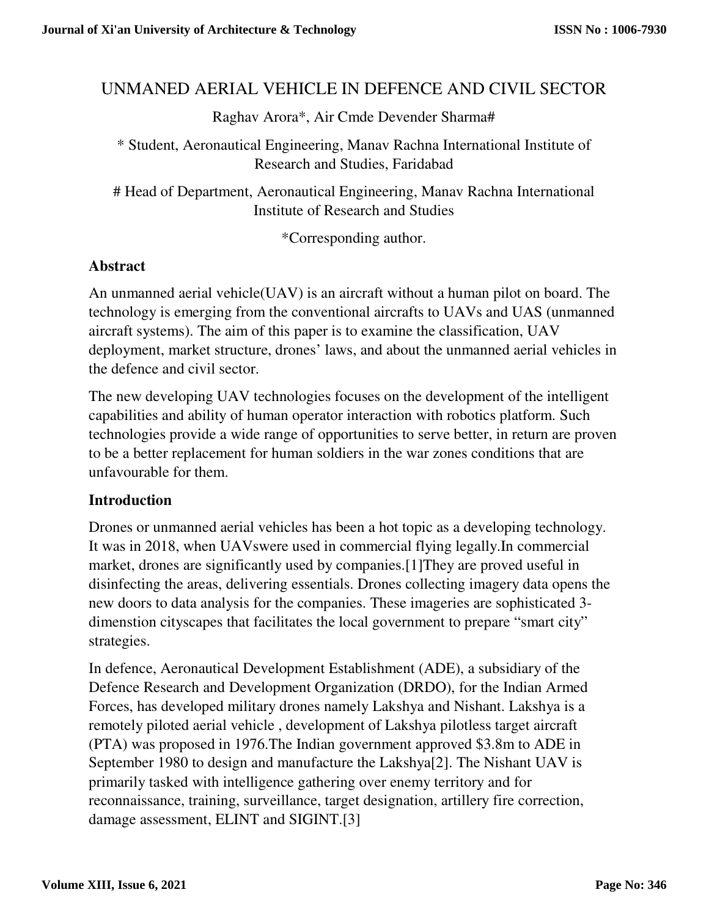# UNMANED AERIAL VEHICLE IN DEFENCE AND CIVIL SECTOR

Raghav Arora*, Air Cmde Devender Sharma#

* Student, Aeronautical Engineering, Manav Rachna International Institute of Research and Studies, Faridabad

# Head of Department, Aeronautical Engineering, Manav Rachna International Institute of Research and Studies

*Corresponding author.

## Abstract

An unmanned aerial vehicle(UAV) is an aircraft without a human pilot on board. The technology is emerging from the conventional aircrafts to UAVs and UAS (unmanned aircraft systems). The aim of this paper is to examine the classification, UAV deployment, market structure, drones' laws, and about the unmanned aerial vehicles in the defence and civil sector.

The new developing UAV technologies focuses on the development of the intelligent capabilities and ability of human operator interaction with robotics platform. Such technologies provide a wide range of opportunities to serve better, in return are proven to be a better replacement for human soldiers in the war zones conditions that are unfavourable for them.

## Introduction

Drones or unmanned aerial vehicles has been a hot topic as a developing technology. It was in 2018, when UAVswere used in commercial flying legally.In commercial market, drones are significantly used by companies.[1]They are proved useful in disinfecting the areas, delivering essentials. Drones collecting imagery data opens the new doors to data analysis for the companies. These imageries are sophisticated 3-dimenstion cityscapes that facilitates the local government to prepare "smart city" strategies.

In defence, Aeronautical Development Establishment (ADE), a subsidiary of the Defence Research and Development Organization (DRDO), for the Indian Armed Forces, has developed military drones namely Lakshya and Nishant. Lakshya is a remotely piloted aerial vehicle , development of Lakshya pilotless target aircraft (PTA) was proposed in 1976.The Indian government approved $3.8m to ADE in September 1980 to design and manufacture the Lakshya[2]. The Nishant UAV is primarily tasked with intelligence gathering over enemy territory and for reconnaissance, training, surveillance, target designation, artillery fire correction, damage assessment, ELINT and SIGINT.[3]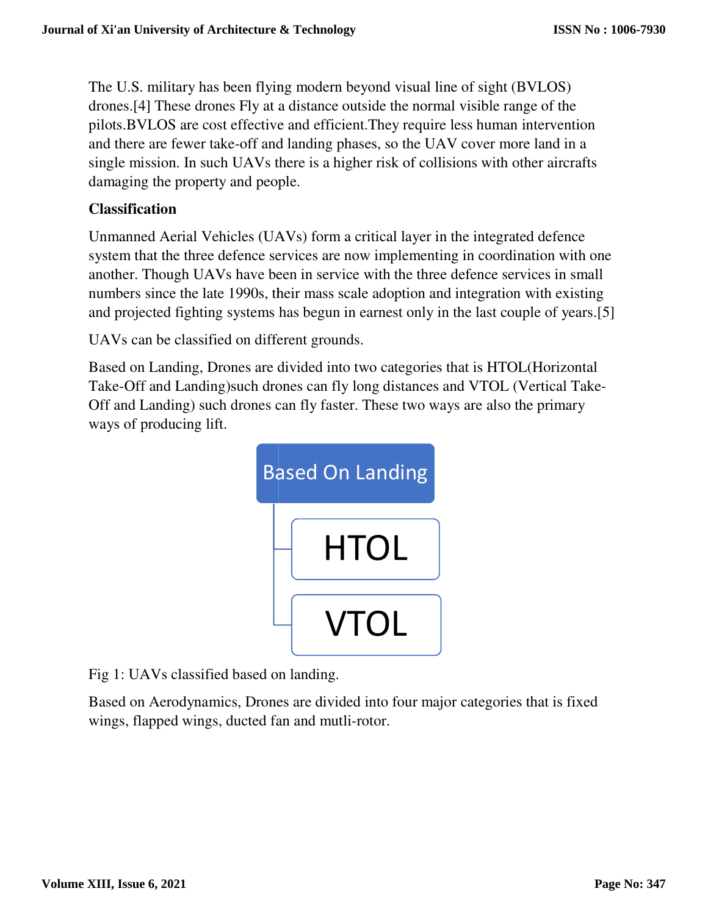The U.S. military has been flying modern beyond visual line of sight (BVLOS) drones.[4] These drones Fly at a distance outside the normal visible range of the pilots.BVLOS are cost effective and efficient.They require less human intervention and there are fewer take-off and landing phases, so the UAV cover more land in a single mission. In such UAVs there is a higher risk of collisions with other aircrafts damaging the property and people.

**Classification**

Unmanned Aerial Vehicles (UAVs) form a critical layer in the integrated defence system that the three defence services are now implementing in coordination with one another. Though UAVs have been in service with the three defence services in small numbers since the late 1990s, their mass scale adoption and integration with existing and projected fighting systems has begun in earnest only in the last couple of years.[5]

UAVs can be classified on different grounds.

Based on Landing, Drones are divided into two categories that is HTOL(Horizontal Take-Off and Landing)such drones can fly long distances and VTOL (Vertical Take-Off and Landing) such drones can fly faster. These two ways are also the primary ways of producing lift.

- Based On Landing
  - HTOL
  - VTOL

Fig 1: UAVs classified based on landing.

Based on Aerodynamics, Drones are divided into four major categories that is fixed wings, flapped wings, ducted fan and mutli-rotor.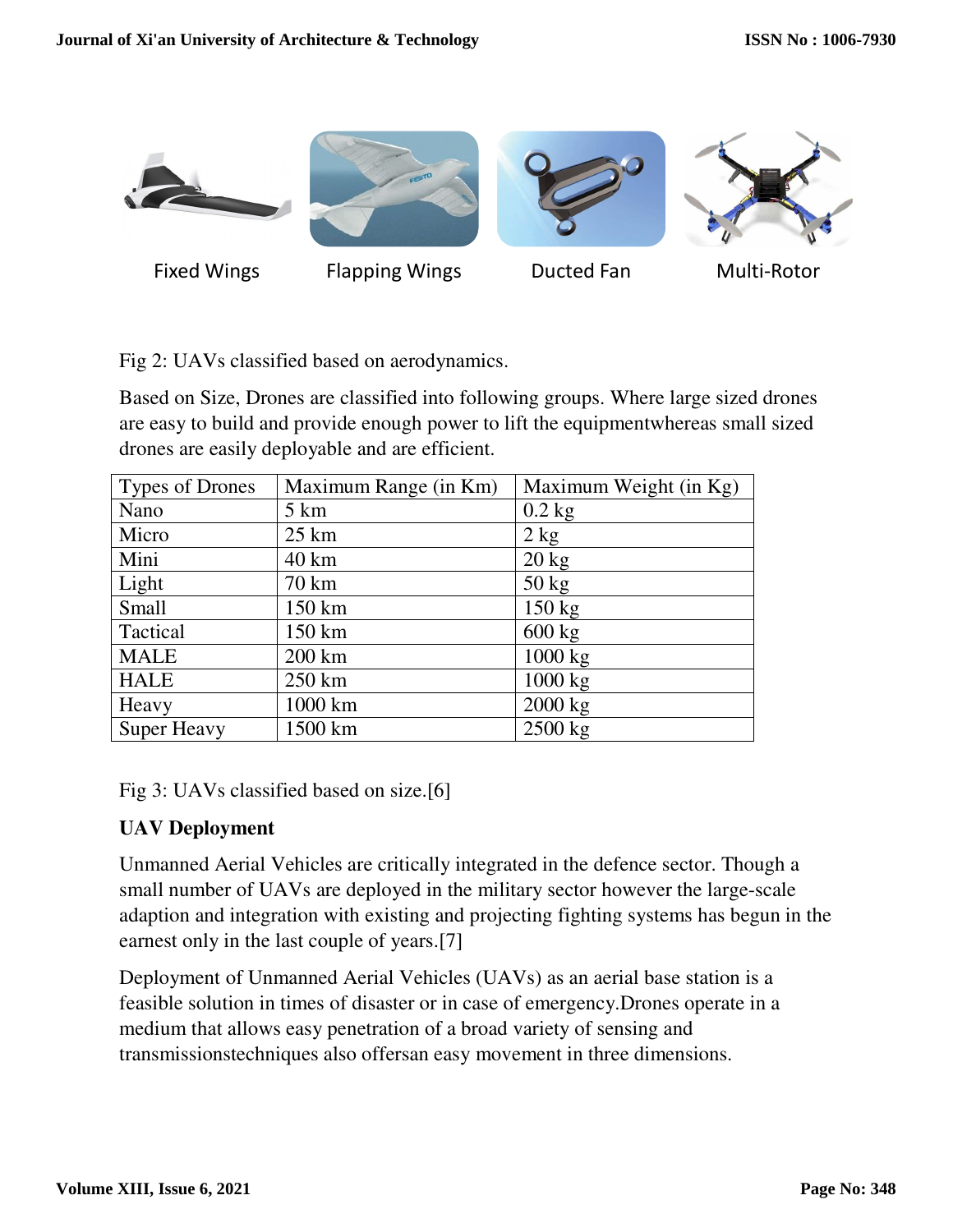Fixed Wings Flapping Wings Ducted Fan Multi-Rotor

Fig 2: UAVs classified based on aerodynamics.

Based on Size, Drones are classified into following groups. Where large sized drones are easy to build and provide enough power to lift the equipmentwhereas small sized drones are easily deployable and are efficient.

| Types of Drones | Maximum Range (in Km) | Maximum Weight (in Kg) |
|---|---|---|
| Nano | 5 km | 0.2 kg |
| Micro | 25 km | 2 kg |
| Mini | 40 km | 20 kg |
| Light | 70 km | 50 kg |
| Small | 150 km | 150 kg |
| Tactical | 150 km | 600 kg |
| MALE | 200 km | 1000 kg |
| HALE | 250 km | 1000 kg |
| Heavy | 1000 km | 2000 kg |
| Super Heavy | 1500 km | 2500 kg |

Fig 3: UAVs classified based on size.[6]

**UAV Deployment**

Unmanned Aerial Vehicles are critically integrated in the defence sector. Though a small number of UAVs are deployed in the military sector however the large-scale adaption and integration with existing and projecting fighting systems has begun in the earnest only in the last couple of years.[7]

Deployment of Unmanned Aerial Vehicles (UAVs) as an aerial base station is a feasible solution in times of disaster or in case of emergency.Drones operate in a medium that allows easy penetration of a broad variety of sensing and transmissionstechniques also offersan easy movement in three dimensions.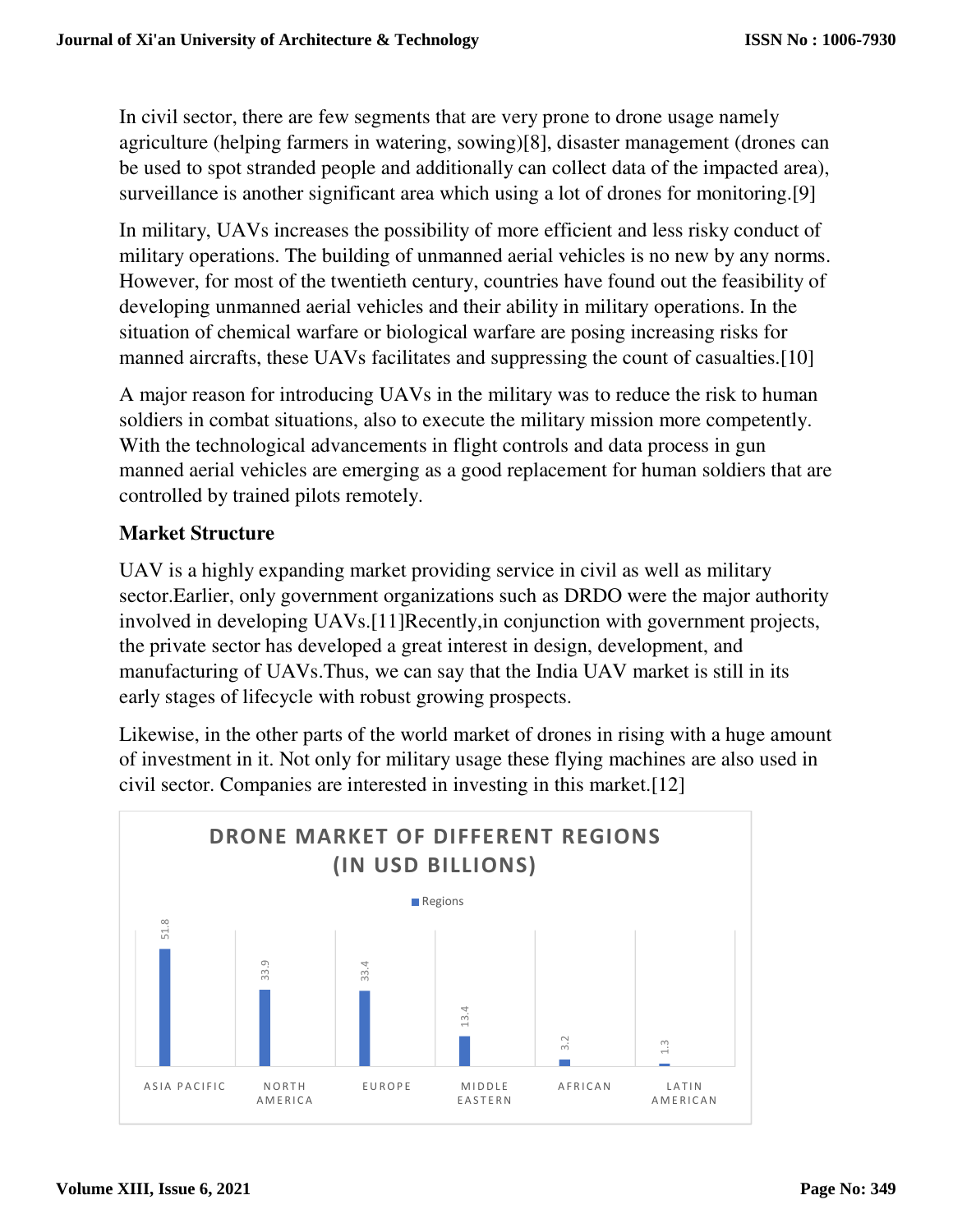In civil sector, there are few segments that are very prone to drone usage namely agriculture (helping farmers in watering, sowing)[8], disaster management (drones can be used to spot stranded people and additionally can collect data of the impacted area), surveillance is another significant area which using a lot of drones for monitoring.[9]

In military, UAVs increases the possibility of more efficient and less risky conduct of military operations. The building of unmanned aerial vehicles is no new by any norms. However, for most of the twentieth century, countries have found out the feasibility of developing unmanned aerial vehicles and their ability in military operations. In the situation of chemical warfare or biological warfare are posing increasing risks for manned aircrafts, these UAVs facilitates and suppressing the count of casualties.[10]

A major reason for introducing UAVs in the military was to reduce the risk to human soldiers in combat situations, also to execute the military mission more competently. With the technological advancements in flight controls and data process in gun manned aerial vehicles are emerging as a good replacement for human soldiers that are controlled by trained pilots remotely.

## Market Structure

UAV is a highly expanding market providing service in civil as well as military sector.Earlier, only government organizations such as DRDO were the major authority involved in developing UAVs.[11]Recently,in conjunction with government projects, the private sector has developed a great interest in design, development, and manufacturing of UAVs.Thus, we can say that the India UAV market is still in its early stages of lifecycle with robust growing prospects.

Likewise, in the other parts of the world market of drones in rising with a huge amount of investment in it. Not only for military usage these flying machines are also used in civil sector. Companies are interested in investing in this market.[12]

**DRONE MARKET OF DIFFERENT REGIONS (IN USD BILLIONS)**

| Regions | |
|---|---|
| ASIA PACIFIC | 51.8 |
| NORTH AMERICA | 33.9 |
| EUROPE | 33.4 |
| MIDDLE EASTERN | 13.4 |
| AFRICAN | 3.2 |
| LATIN AMERICAN | 1.3 |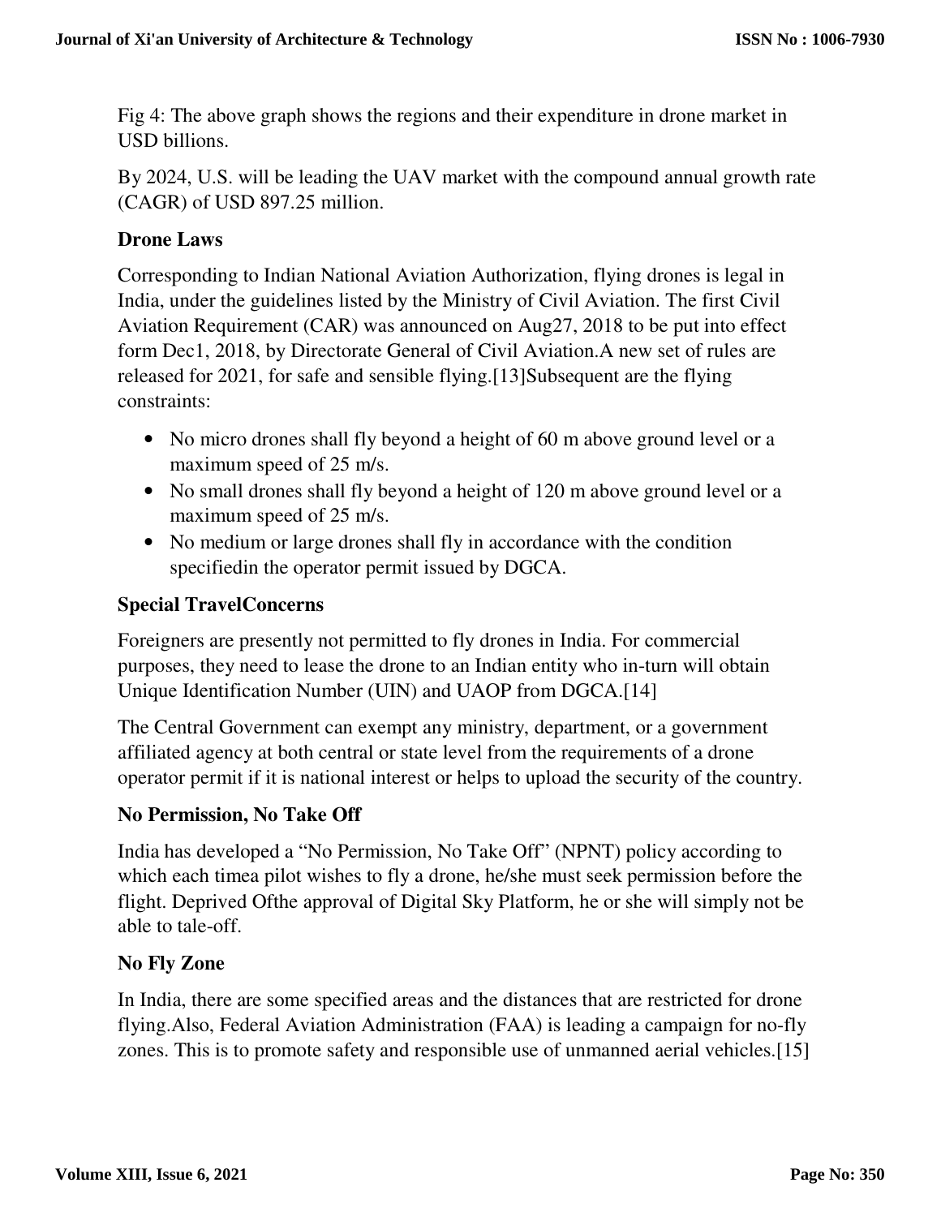Fig 4: The above graph shows the regions and their expenditure in drone market in USD billions.

By 2024, U.S. will be leading the UAV market with the compound annual growth rate (CAGR) of USD 897.25 million.

### Drone Laws

Corresponding to Indian National Aviation Authorization, flying drones is legal in India, under the guidelines listed by the Ministry of Civil Aviation. The first Civil Aviation Requirement (CAR) was announced on Aug27, 2018 to be put into effect form Dec1, 2018, by Directorate General of Civil Aviation.A new set of rules are released for 2021, for safe and sensible flying.[13]Subsequent are the flying constraints:

- No micro drones shall fly beyond a height of 60 m above ground level or a maximum speed of 25 m/s.
- No small drones shall fly beyond a height of 120 m above ground level or a maximum speed of 25 m/s.
- No medium or large drones shall fly in accordance with the condition specifiedin the operator permit issued by DGCA.

### Special TravelConcerns

Foreigners are presently not permitted to fly drones in India. For commercial purposes, they need to lease the drone to an Indian entity who in-turn will obtain Unique Identification Number (UIN) and UAOP from DGCA.[14]

The Central Government can exempt any ministry, department, or a government affiliated agency at both central or state level from the requirements of a drone operator permit if it is national interest or helps to upload the security of the country.

### No Permission, No Take Off

India has developed a "No Permission, No Take Off" (NPNT) policy according to which each timea pilot wishes to fly a drone, he/she must seek permission before the flight. Deprived Ofthe approval of Digital Sky Platform, he or she will simply not be able to tale-off.

### No Fly Zone

In India, there are some specified areas and the distances that are restricted for drone flying.Also, Federal Aviation Administration (FAA) is leading a campaign for no-fly zones. This is to promote safety and responsible use of unmanned aerial vehicles.[15]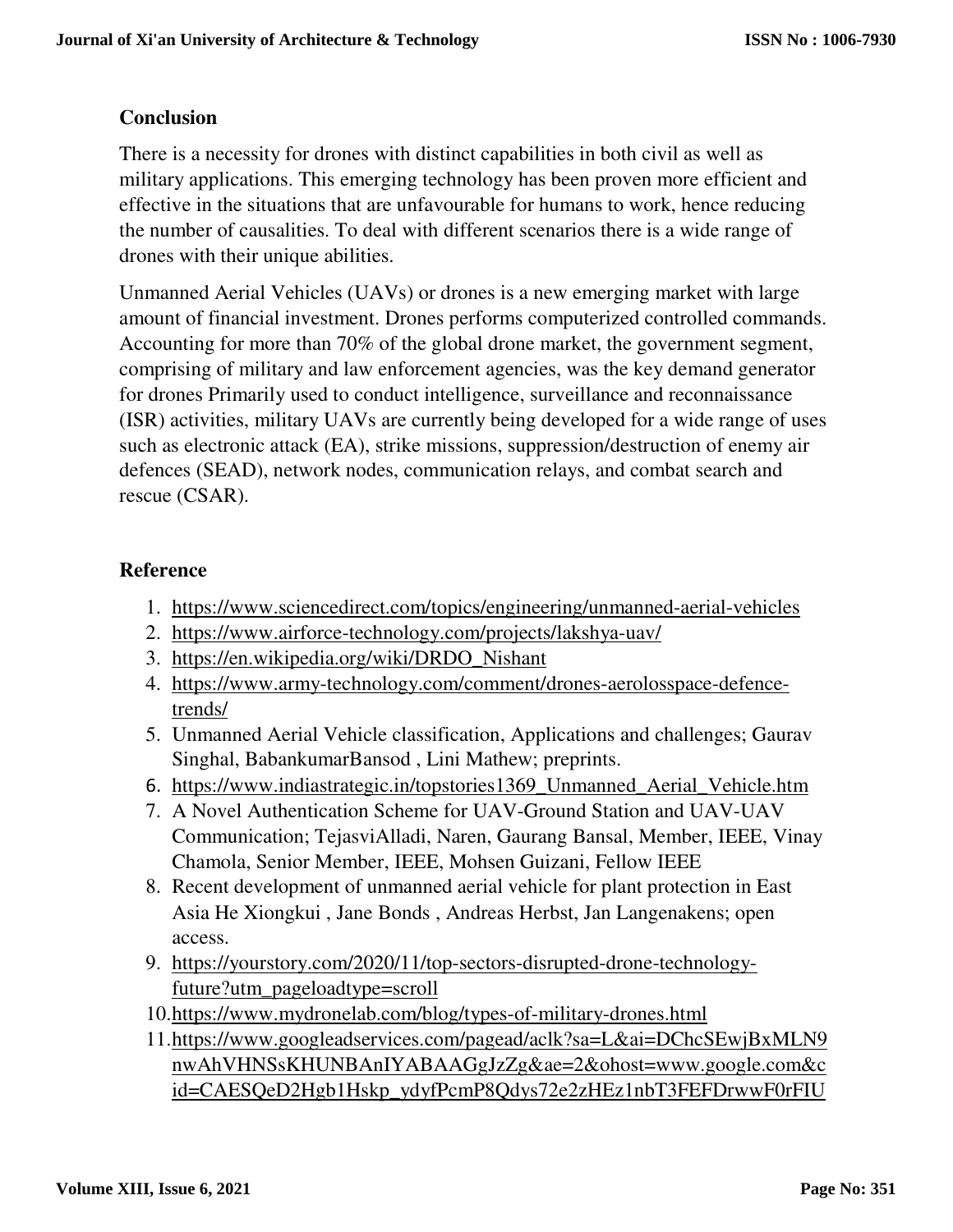## Conclusion

There is a necessity for drones with distinct capabilities in both civil as well as military applications. This emerging technology has been proven more efficient and effective in the situations that are unfavourable for humans to work, hence reducing the number of causalities. To deal with different scenarios there is a wide range of drones with their unique abilities.

Unmanned Aerial Vehicles (UAVs) or drones is a new emerging market with large amount of financial investment. Drones performs computerized controlled commands. Accounting for more than 70% of the global drone market, the government segment, comprising of military and law enforcement agencies, was the key demand generator for drones Primarily used to conduct intelligence, surveillance and reconnaissance (ISR) activities, military UAVs are currently being developed for a wide range of uses such as electronic attack (EA), strike missions, suppression/destruction of enemy air defences (SEAD), network nodes, communication relays, and combat search and rescue (CSAR).

## Reference

1. https://www.sciencedirect.com/topics/engineering/unmanned-aerial-vehicles
2. https://www.airforce-technology.com/projects/lakshya-uav/
3. https://en.wikipedia.org/wiki/DRDO_Nishant
4. https://www.army-technology.com/comment/drones-aerolosspace-defence-trends/
5. Unmanned Aerial Vehicle classification, Applications and challenges; Gaurav Singhal, BabankumarBansod , Lini Mathew; preprints.
6. https://www.indiastrategic.in/topstories1369_Unmanned_Aerial_Vehicle.htm
7. A Novel Authentication Scheme for UAV-Ground Station and UAV-UAV Communication; TejasviAlladi, Naren, Gaurang Bansal, Member, IEEE, Vinay Chamola, Senior Member, IEEE, Mohsen Guizani, Fellow IEEE
8. Recent development of unmanned aerial vehicle for plant protection in East Asia He Xiongkui , Jane Bonds , Andreas Herbst, Jan Langenakens; open access.
9. https://yourstory.com/2020/11/top-sectors-disrupted-drone-technology-future?utm_pageloadtype=scroll
10. https://www.mydronelab.com/blog/types-of-military-drones.html
11. https://www.googleadservices.com/pagead/aclk?sa=L&ai=DChcSEwjBxMLN9nwAhVHNSsKHUNBAnIYABAAGgJzZg&ae=2&ohost=www.google.com&cid=CAESQeD2Hgb1Hskp_ydyfPcmP8Qdys72e2zHEz1nbT3FEFDrwwF0rFIU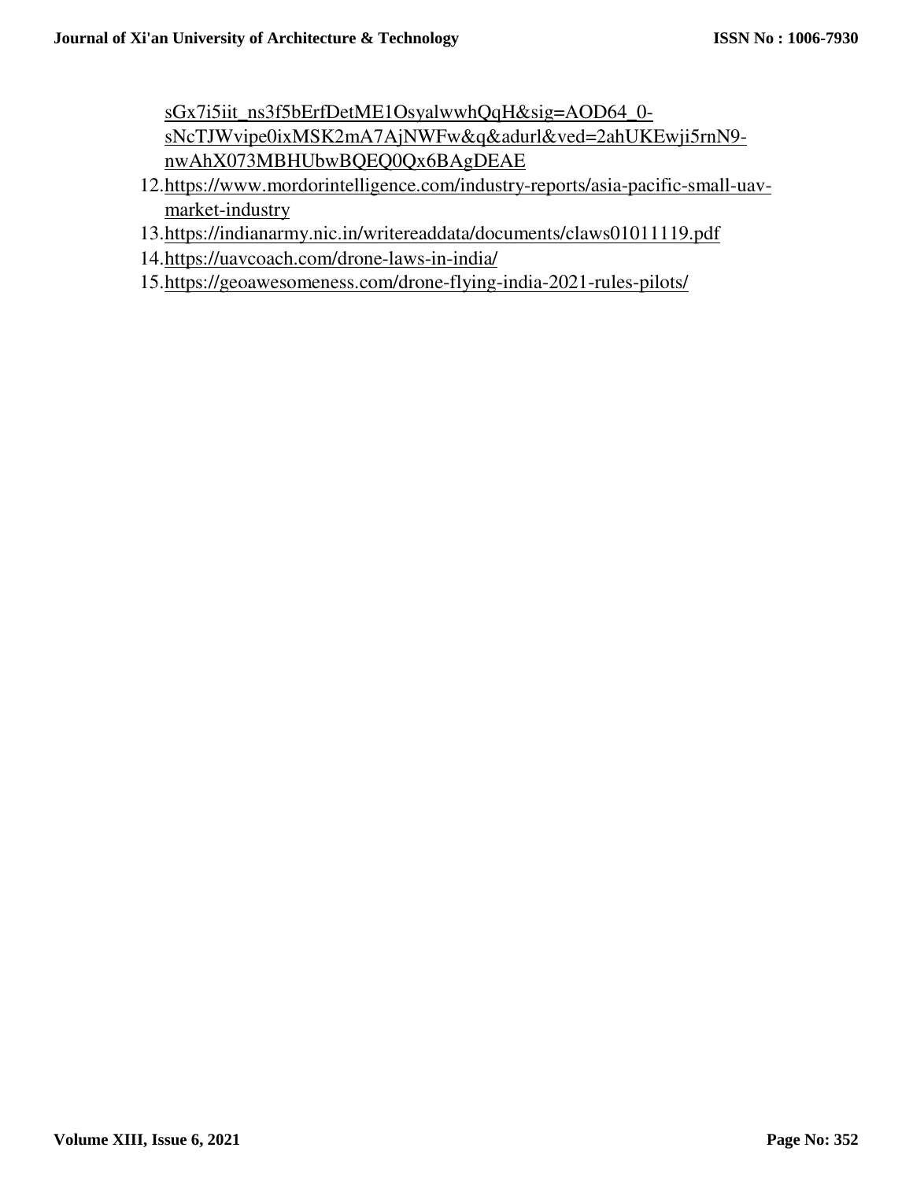sGx7i5iit_ns3f5bErfDetME1OsyalwwhQqH&sig=AOD64_0-sNcTJWvipe0ixMSK2mA7AjNWFw&q&adurl&ved=2ahUKEwji5rnN9-nwAhX073MBHUbwBQEQ0Qx6BAgDEAE

12. https://www.mordorintelligence.com/industry-reports/asia-pacific-small-uav-market-industry
13. https://indianarmy.nic.in/writereaddata/documents/claws01011119.pdf
14. https://uavcoach.com/drone-laws-in-india/
15. https://geoawesomeness.com/drone-flying-india-2021-rules-pilots/